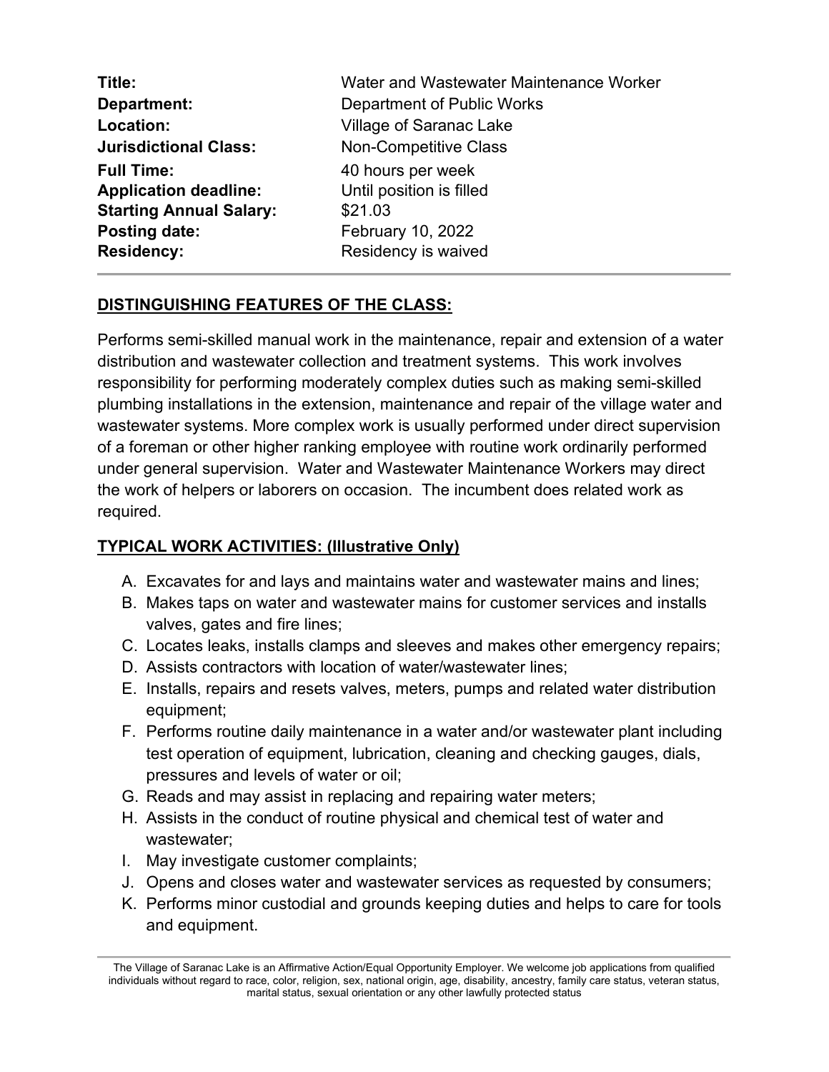| | |
|---|---|
| **Title:** | Water and Wastewater Maintenance Worker |
| **Department:** | Department of Public Works |
| **Location:** | Village of Saranac Lake |
| **Jurisdictional Class:** | Non-Competitive Class |
| **Full Time:** | 40 hours per week |
| **Application deadline:** | Until position is filled |
| **Starting Annual Salary:** | $21.03 |
| **Posting date:** | February 10, 2022 |
| **Residency:** | Residency is waived |

---

## DISTINGUISHING FEATURES OF THE CLASS:

Performs semi-skilled manual work in the maintenance, repair and extension of a water distribution and wastewater collection and treatment systems. This work involves responsibility for performing moderately complex duties such as making semi-skilled plumbing installations in the extension, maintenance and repair of the village water and wastewater systems. More complex work is usually performed under direct supervision of a foreman or other higher ranking employee with routine work ordinarily performed under general supervision. Water and Wastewater Maintenance Workers may direct the work of helpers or laborers on occasion. The incumbent does related work as required.

## TYPICAL WORK ACTIVITIES: (Illustrative Only)

A. Excavates for and lays and maintains water and wastewater mains and lines;
B. Makes taps on water and wastewater mains for customer services and installs valves, gates and fire lines;
C. Locates leaks, installs clamps and sleeves and makes other emergency repairs;
D. Assists contractors with location of water/wastewater lines;
E. Installs, repairs and resets valves, meters, pumps and related water distribution equipment;
F. Performs routine daily maintenance in a water and/or wastewater plant including test operation of equipment, lubrication, cleaning and checking gauges, dials, pressures and levels of water or oil;
G. Reads and may assist in replacing and repairing water meters;
H. Assists in the conduct of routine physical and chemical test of water and wastewater;
I. May investigate customer complaints;
J. Opens and closes water and wastewater services as requested by consumers;
K. Performs minor custodial and grounds keeping duties and helps to care for tools and equipment.

---

The Village of Saranac Lake is an Affirmative Action/Equal Opportunity Employer. We welcome job applications from qualified individuals without regard to race, color, religion, sex, national origin, age, disability, ancestry, family care status, veteran status, marital status, sexual orientation or any other lawfully protected status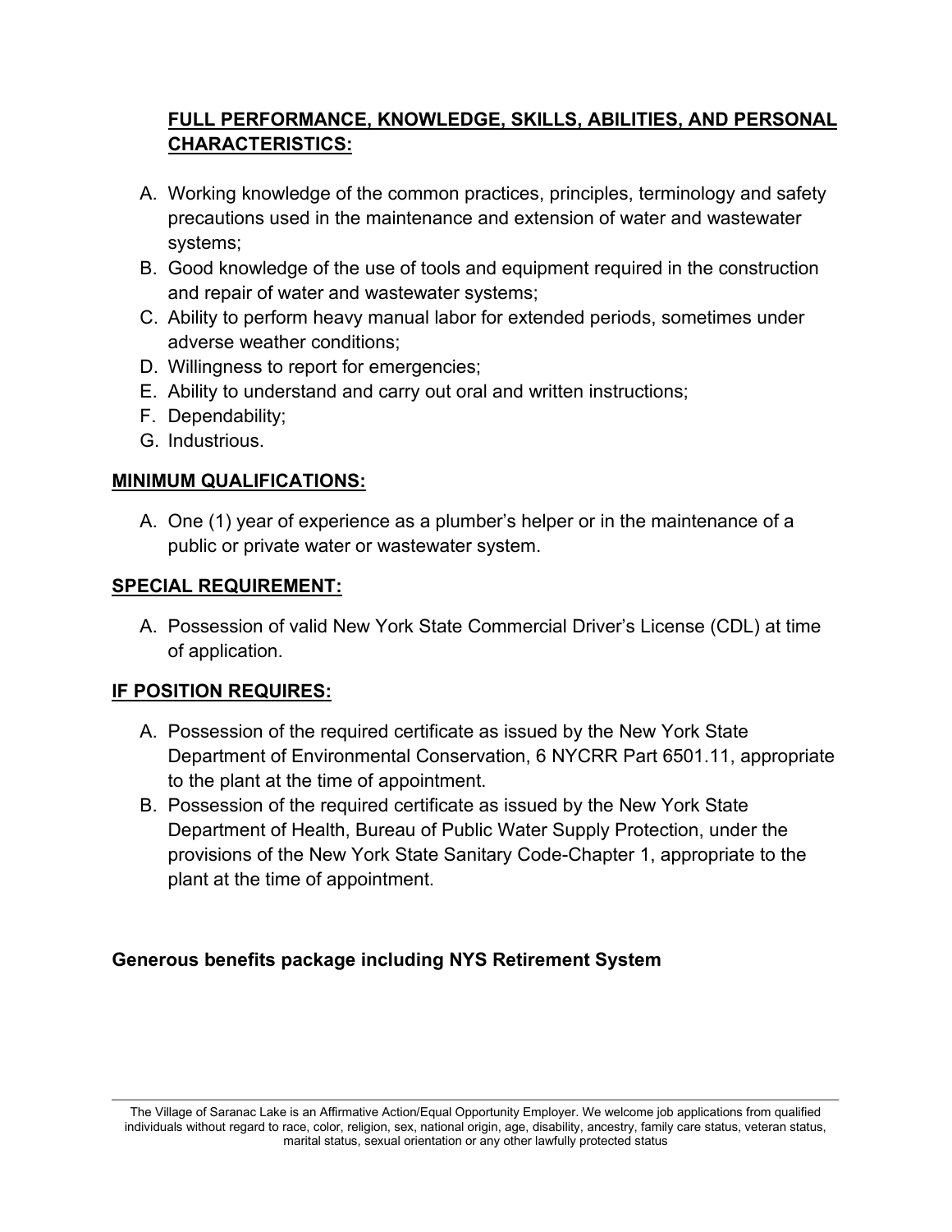## FULL PERFORMANCE, KNOWLEDGE, SKILLS, ABILITIES, AND PERSONAL CHARACTERISTICS:

A. Working knowledge of the common practices, principles, terminology and safety precautions used in the maintenance and extension of water and wastewater systems;
B. Good knowledge of the use of tools and equipment required in the construction and repair of water and wastewater systems;
C. Ability to perform heavy manual labor for extended periods, sometimes under adverse weather conditions;
D. Willingness to report for emergencies;
E. Ability to understand and carry out oral and written instructions;
F. Dependability;
G. Industrious.

## MINIMUM QUALIFICATIONS:

A. One (1) year of experience as a plumber's helper or in the maintenance of a public or private water or wastewater system.

## SPECIAL REQUIREMENT:

A. Possession of valid New York State Commercial Driver's License (CDL) at time of application.

## IF POSITION REQUIRES:

A. Possession of the required certificate as issued by the New York State Department of Environmental Conservation, 6 NYCRR Part 6501.11, appropriate to the plant at the time of appointment.
B. Possession of the required certificate as issued by the New York State Department of Health, Bureau of Public Water Supply Protection, under the provisions of the New York State Sanitary Code-Chapter 1, appropriate to the plant at the time of appointment.

**Generous benefits package including NYS Retirement System**

The Village of Saranac Lake is an Affirmative Action/Equal Opportunity Employer. We welcome job applications from qualified individuals without regard to race, color, religion, sex, national origin, age, disability, ancestry, family care status, veteran status, marital status, sexual orientation or any other lawfully protected status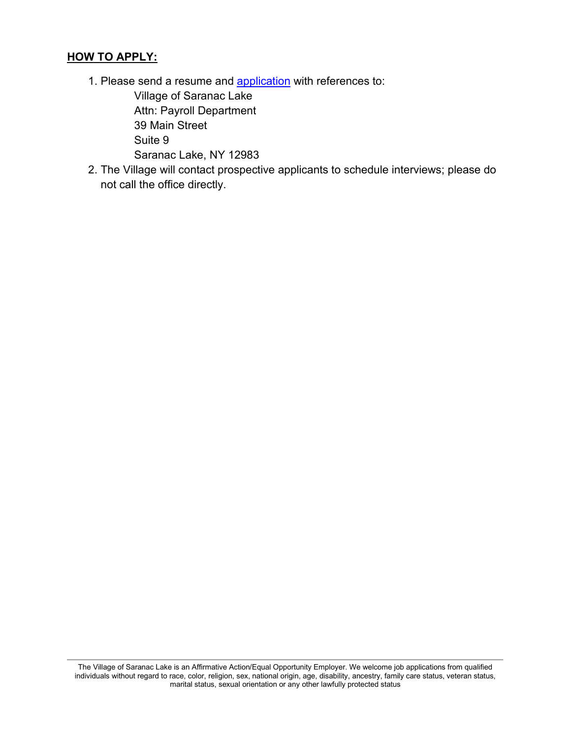**HOW TO APPLY:**

1. Please send a resume and application with references to:
   Village of Saranac Lake
   Attn: Payroll Department
   39 Main Street
   Suite 9
   Saranac Lake, NY 12983
2. The Village will contact prospective applicants to schedule interviews; please do not call the office directly.

The Village of Saranac Lake is an Affirmative Action/Equal Opportunity Employer. We welcome job applications from qualified individuals without regard to race, color, religion, sex, national origin, age, disability, ancestry, family care status, veteran status, marital status, sexual orientation or any other lawfully protected status